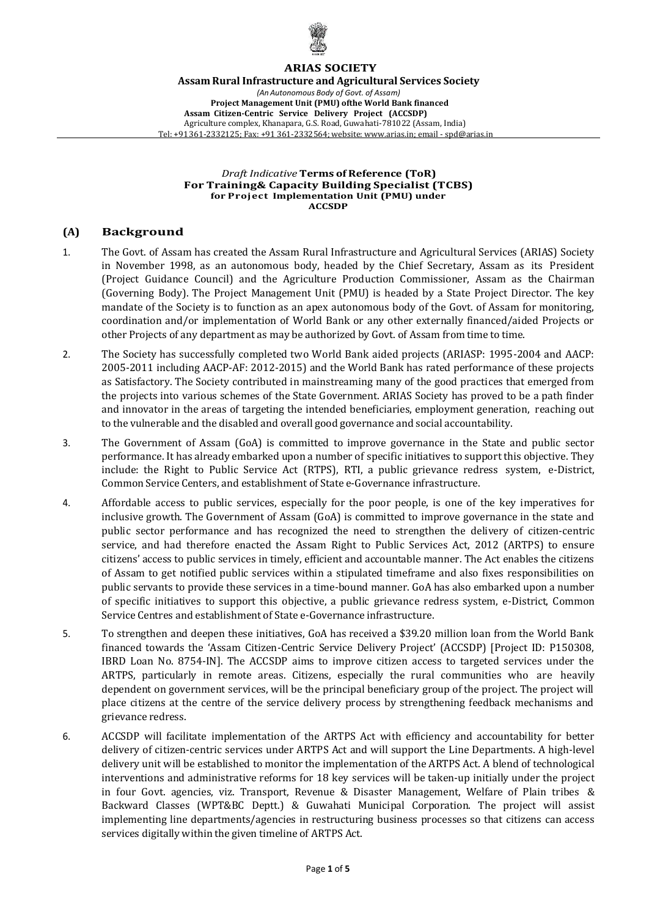**ARIAS SOCIETY**

**Assam Rural Infrastructure and Agricultural Services Society**

*(An Autonomous Body of Govt. of Assam)*

**Project Management Unit (PMU) ofthe World Bank financed**

**Assam Citizen-Centric Service Delivery Project (ACCSDP)**

Agriculture complex, Khanapara, G.S. Road, Guwahati-781022 (Assam, India)

Tel: +91361-2332125; Fax: +91 361-2332564; website: www.arias.in; email - spd@arias.in

*Draft Indicative* **Terms of Reference (ToR)**
**For Training& Capacity Building Specialist (TCBS)**
**for Project Implementation Unit (PMU) under**
**ACCSDP**

## (A) Background

1. The Govt. of Assam has created the Assam Rural Infrastructure and Agricultural Services (ARIAS) Society in November 1998, as an autonomous body, headed by the Chief Secretary, Assam as its President (Project Guidance Council) and the Agriculture Production Commissioner, Assam as the Chairman (Governing Body). The Project Management Unit (PMU) is headed by a State Project Director. The key mandate of the Society is to function as an apex autonomous body of the Govt. of Assam for monitoring, coordination and/or implementation of World Bank or any other externally financed/aided Projects or other Projects of any department as may be authorized by Govt. of Assam from time to time.

2. The Society has successfully completed two World Bank aided projects (ARIASP: 1995-2004 and AACP: 2005-2011 including AACP-AF: 2012-2015) and the World Bank has rated performance of these projects as Satisfactory. The Society contributed in mainstreaming many of the good practices that emerged from the projects into various schemes of the State Government. ARIAS Society has proved to be a path finder and innovator in the areas of targeting the intended beneficiaries, employment generation, reaching out to the vulnerable and the disabled and overall good governance and social accountability.

3. The Government of Assam (GoA) is committed to improve governance in the State and public sector performance. It has already embarked upon a number of specific initiatives to support this objective. They include: the Right to Public Service Act (RTPS), RTI, a public grievance redress system, e-District, Common Service Centers, and establishment of State e-Governance infrastructure.

4. Affordable access to public services, especially for the poor people, is one of the key imperatives for inclusive growth. The Government of Assam (GoA) is committed to improve governance in the state and public sector performance and has recognized the need to strengthen the delivery of citizen-centric service, and had therefore enacted the Assam Right to Public Services Act, 2012 (ARTPS) to ensure citizens' access to public services in timely, efficient and accountable manner. The Act enables the citizens of Assam to get notified public services within a stipulated timeframe and also fixes responsibilities on public servants to provide these services in a time-bound manner. GoA has also embarked upon a number of specific initiatives to support this objective, a public grievance redress system, e-District, Common Service Centres and establishment of State e-Governance infrastructure.

5. To strengthen and deepen these initiatives, GoA has received a $39.20 million loan from the World Bank financed towards the 'Assam Citizen-Centric Service Delivery Project' (ACCSDP) [Project ID: P150308, IBRD Loan No. 8754-IN]. The ACCSDP aims to improve citizen access to targeted services under the ARTPS, particularly in remote areas. Citizens, especially the rural communities who are heavily dependent on government services, will be the principal beneficiary group of the project. The project will place citizens at the centre of the service delivery process by strengthening feedback mechanisms and grievance redress.

6. ACCSDP will facilitate implementation of the ARTPS Act with efficiency and accountability for better delivery of citizen-centric services under ARTPS Act and will support the Line Departments. A high-level delivery unit will be established to monitor the implementation of the ARTPS Act. A blend of technological interventions and administrative reforms for 18 key services will be taken-up initially under the project in four Govt. agencies, viz. Transport, Revenue & Disaster Management, Welfare of Plain tribes & Backward Classes (WPT&BC Deptt.) & Guwahati Municipal Corporation. The project will assist implementing line departments/agencies in restructuring business processes so that citizens can access services digitally within the given timeline of ARTPS Act.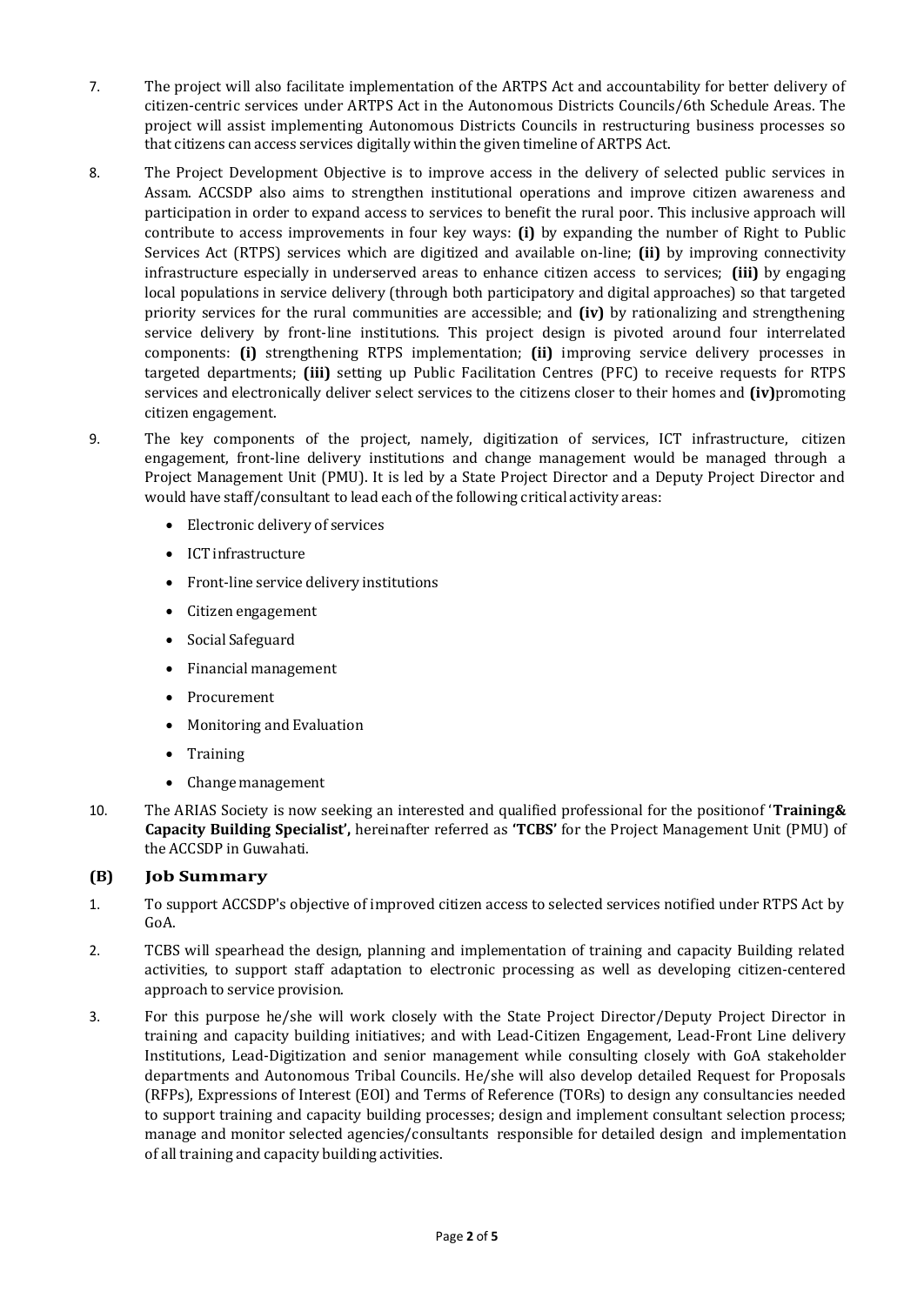7. The project will also facilitate implementation of the ARTPS Act and accountability for better delivery of citizen-centric services under ARTPS Act in the Autonomous Districts Councils/6th Schedule Areas. The project will assist implementing Autonomous Districts Councils in restructuring business processes so that citizens can access services digitally within the given timeline of ARTPS Act.

8. The Project Development Objective is to improve access in the delivery of selected public services in Assam. ACCSDP also aims to strengthen institutional operations and improve citizen awareness and participation in order to expand access to services to benefit the rural poor. This inclusive approach will contribute to access improvements in four key ways: **(i)** by expanding the number of Right to Public Services Act (RTPS) services which are digitized and available on-line; **(ii)** by improving connectivity infrastructure especially in underserved areas to enhance citizen access to services; **(iii)** by engaging local populations in service delivery (through both participatory and digital approaches) so that targeted priority services for the rural communities are accessible; and **(iv)** by rationalizing and strengthening service delivery by front-line institutions. This project design is pivoted around four interrelated components: **(i)** strengthening RTPS implementation; **(ii)** improving service delivery processes in targeted departments; **(iii)** setting up Public Facilitation Centres (PFC) to receive requests for RTPS services and electronically deliver select services to the citizens closer to their homes and **(iv)**promoting citizen engagement.

9. The key components of the project, namely, digitization of services, ICT infrastructure, citizen engagement, front-line delivery institutions and change management would be managed through a Project Management Unit (PMU). It is led by a State Project Director and a Deputy Project Director and would have staff/consultant to lead each of the following critical activity areas:
   - Electronic delivery of services
   - ICT infrastructure
   - Front-line service delivery institutions
   - Citizen engagement
   - Social Safeguard
   - Financial management
   - Procurement
   - Monitoring and Evaluation
   - Training
   - Change management

10. The ARIAS Society is now seeking an interested and qualified professional for the positionof '**Training& Capacity Building Specialist',** hereinafter referred as **'TCBS'** for the Project Management Unit (PMU) of the ACCSDP in Guwahati.

## (B) Job Summary

1. To support ACCSDP's objective of improved citizen access to selected services notified under RTPS Act by GoA.

2. TCBS will spearhead the design, planning and implementation of training and capacity Building related activities, to support staff adaptation to electronic processing as well as developing citizen-centered approach to service provision.

3. For this purpose he/she will work closely with the State Project Director/Deputy Project Director in training and capacity building initiatives; and with Lead-Citizen Engagement, Lead-Front Line delivery Institutions, Lead-Digitization and senior management while consulting closely with GoA stakeholder departments and Autonomous Tribal Councils. He/she will also develop detailed Request for Proposals (RFPs), Expressions of Interest (EOI) and Terms of Reference (TORs) to design any consultancies needed to support training and capacity building processes; design and implement consultant selection process; manage and monitor selected agencies/consultants responsible for detailed design and implementation of all training and capacity building activities.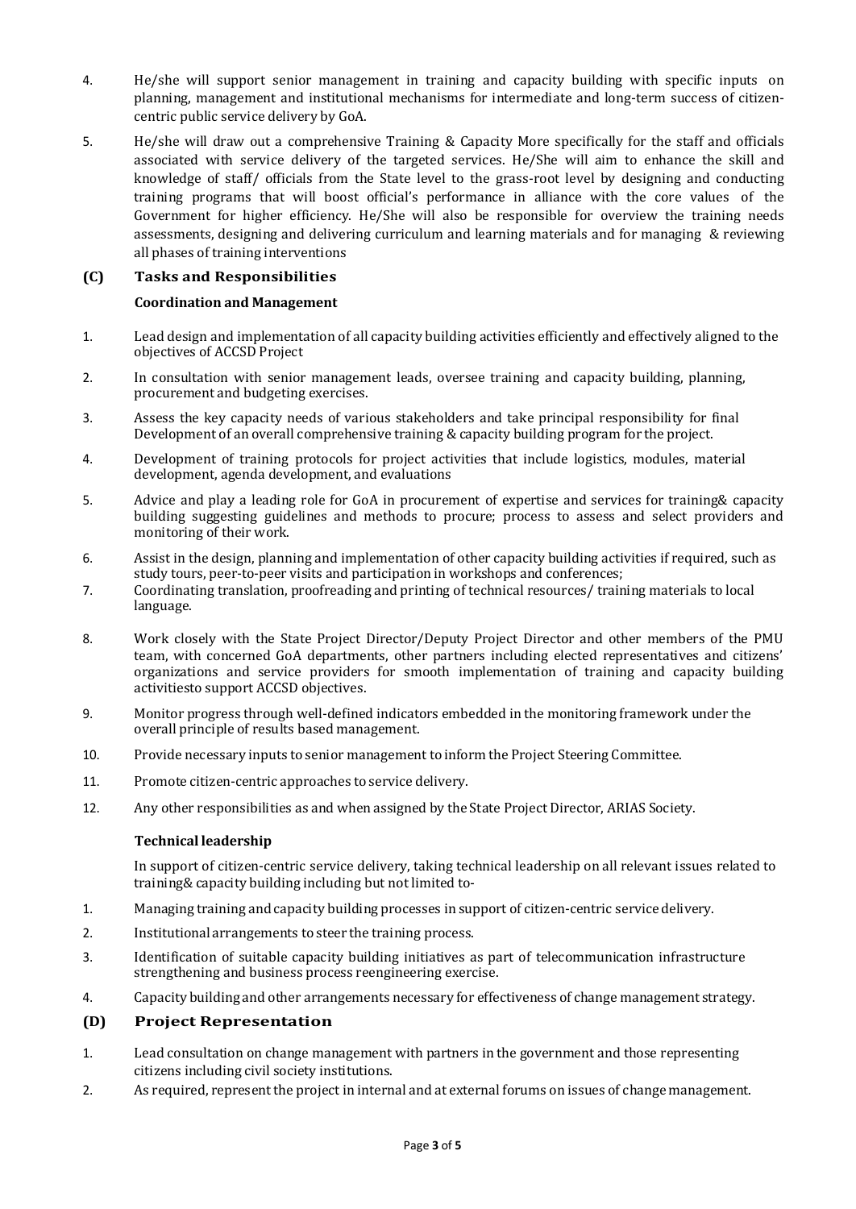4. He/she will support senior management in training and capacity building with specific inputs on planning, management and institutional mechanisms for intermediate and long-term success of citizen-centric public service delivery by GoA.

5. He/she will draw out a comprehensive Training & Capacity More specifically for the staff and officials associated with service delivery of the targeted services. He/She will aim to enhance the skill and knowledge of staff/ officials from the State level to the grass-root level by designing and conducting training programs that will boost official's performance in alliance with the core values of the Government for higher efficiency. He/She will also be responsible for overview the training needs assessments, designing and delivering curriculum and learning materials and for managing & reviewing all phases of training interventions

## (C) Tasks and Responsibilities

### Coordination and Management

1. Lead design and implementation of all capacity building activities efficiently and effectively aligned to the objectives of ACCSD Project
2. In consultation with senior management leads, oversee training and capacity building, planning, procurement and budgeting exercises.
3. Assess the key capacity needs of various stakeholders and take principal responsibility for final Development of an overall comprehensive training & capacity building program for the project.
4. Development of training protocols for project activities that include logistics, modules, material development, agenda development, and evaluations
5. Advice and play a leading role for GoA in procurement of expertise and services for training& capacity building suggesting guidelines and methods to procure; process to assess and select providers and monitoring of their work.
6. Assist in the design, planning and implementation of other capacity building activities if required, such as study tours, peer-to-peer visits and participation in workshops and conferences;
7. Coordinating translation, proofreading and printing of technical resources/ training materials to local language.
8. Work closely with the State Project Director/Deputy Project Director and other members of the PMU team, with concerned GoA departments, other partners including elected representatives and citizens' organizations and service providers for smooth implementation of training and capacity building activitiesto support ACCSD objectives.
9. Monitor progress through well-defined indicators embedded in the monitoring framework under the overall principle of results based management.
10. Provide necessary inputs to senior management to inform the Project Steering Committee.
11. Promote citizen-centric approaches to service delivery.
12. Any other responsibilities as and when assigned by the State Project Director, ARIAS Society.

### Technical leadership

In support of citizen-centric service delivery, taking technical leadership on all relevant issues related to training& capacity building including but not limited to-

1. Managing training and capacity building processes in support of citizen-centric service delivery.
2. Institutional arrangements to steer the training process.
3. Identification of suitable capacity building initiatives as part of telecommunication infrastructure strengthening and business process reengineering exercise.
4. Capacity building and other arrangements necessary for effectiveness of change management strategy.

## (D) Project Representation

1. Lead consultation on change management with partners in the government and those representing citizens including civil society institutions.
2. As required, represent the project in internal and at external forums on issues of change management.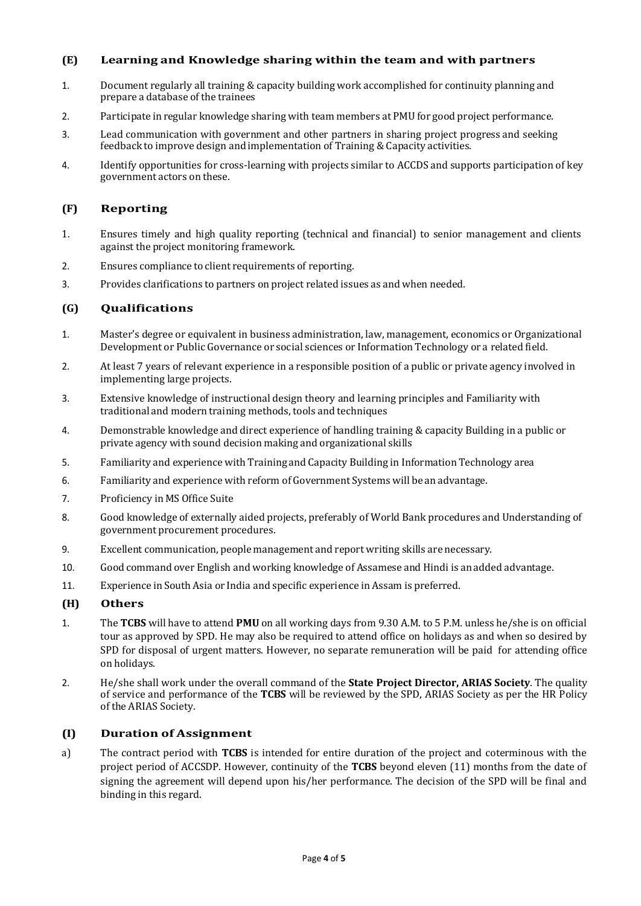### (E) Learning and Knowledge sharing within the team and with partners

1. Document regularly all training & capacity building work accomplished for continuity planning and prepare a database of the trainees
2. Participate in regular knowledge sharing with team members at PMU for good project performance.
3. Lead communication with government and other partners in sharing project progress and seeking feedback to improve design and implementation of Training & Capacity activities.
4. Identify opportunities for cross-learning with projects similar to ACCDS and supports participation of key government actors on these.

### (F) Reporting

1. Ensures timely and high quality reporting (technical and financial) to senior management and clients against the project monitoring framework.
2. Ensures compliance to client requirements of reporting.
3. Provides clarifications to partners on project related issues as and when needed.

### (G) Qualifications

1. Master's degree or equivalent in business administration, law, management, economics or Organizational Development or Public Governance or social sciences or Information Technology or a related field.
2. At least 7 years of relevant experience in a responsible position of a public or private agency involved in implementing large projects.
3. Extensive knowledge of instructional design theory and learning principles and Familiarity with traditional and modern training methods, tools and techniques
4. Demonstrable knowledge and direct experience of handling training & capacity Building in a public or private agency with sound decision making and organizational skills
5. Familiarity and experience with Training and Capacity Building in Information Technology area
6. Familiarity and experience with reform of Government Systems will be an advantage.
7. Proficiency in MS Office Suite
8. Good knowledge of externally aided projects, preferably of World Bank procedures and Understanding of government procurement procedures.
9. Excellent communication, people management and report writing skills are necessary.
10. Good command over English and working knowledge of Assamese and Hindi is an added advantage.
11. Experience in South Asia or India and specific experience in Assam is preferred.

### (H) Others

1. The **TCBS** will have to attend **PMU** on all working days from 9.30 A.M. to 5 P.M. unless he/she is on official tour as approved by SPD. He may also be required to attend office on holidays as and when so desired by SPD for disposal of urgent matters. However, no separate remuneration will be paid for attending office on holidays.
2. He/she shall work under the overall command of the **State Project Director, ARIAS Society**. The quality of service and performance of the **TCBS** will be reviewed by the SPD, ARIAS Society as per the HR Policy of the ARIAS Society.

### (I) Duration of Assignment

a) The contract period with **TCBS** is intended for entire duration of the project and coterminous with the project period of ACCSDP. However, continuity of the **TCBS** beyond eleven (11) months from the date of signing the agreement will depend upon his/her performance. The decision of the SPD will be final and binding in this regard.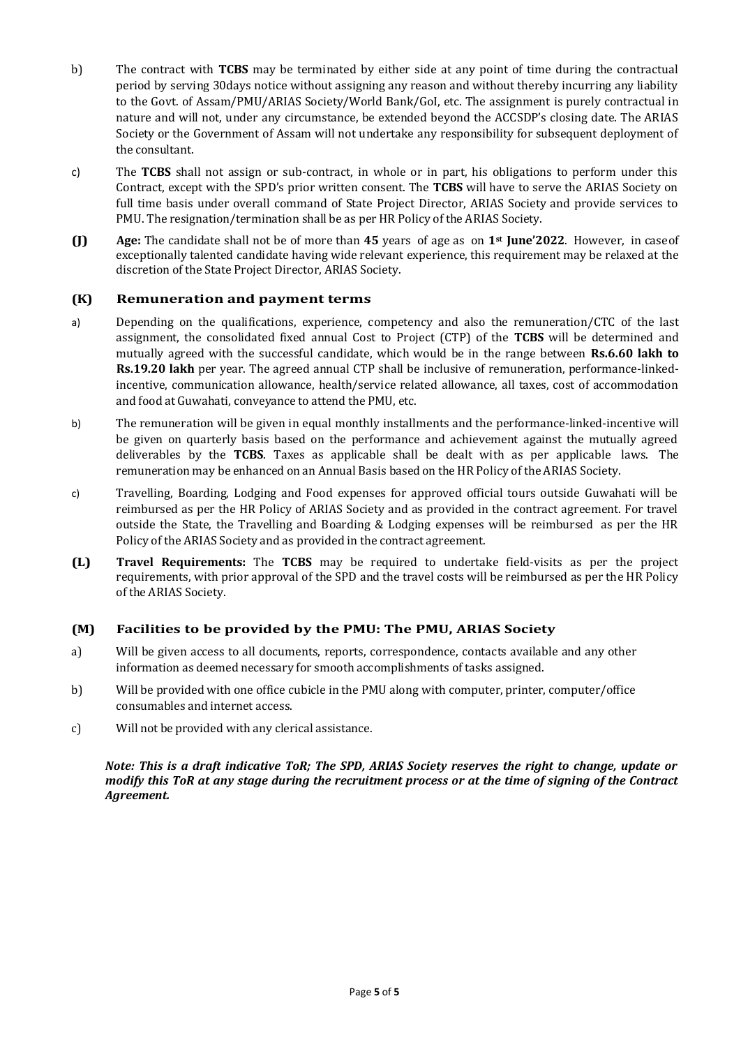b) The contract with **TCBS** may be terminated by either side at any point of time during the contractual period by serving 30days notice without assigning any reason and without thereby incurring any liability to the Govt. of Assam/PMU/ARIAS Society/World Bank/GoI, etc. The assignment is purely contractual in nature and will not, under any circumstance, be extended beyond the ACCSDP's closing date. The ARIAS Society or the Government of Assam will not undertake any responsibility for subsequent deployment of the consultant.

c) The **TCBS** shall not assign or sub-contract, in whole or in part, his obligations to perform under this Contract, except with the SPD's prior written consent. The **TCBS** will have to serve the ARIAS Society on full time basis under overall command of State Project Director, ARIAS Society and provide services to PMU. The resignation/termination shall be as per HR Policy of the ARIAS Society.

**(J)** **Age:** The candidate shall not be of more than **45** years of age as on **1st June'2022**. However, in caseof exceptionally talented candidate having wide relevant experience, this requirement may be relaxed at the discretion of the State Project Director, ARIAS Society.

### (K) Remuneration and payment terms

a) Depending on the qualifications, experience, competency and also the remuneration/CTC of the last assignment, the consolidated fixed annual Cost to Project (CTP) of the **TCBS** will be determined and mutually agreed with the successful candidate, which would be in the range between **Rs.6.60 lakh to Rs.19.20 lakh** per year. The agreed annual CTP shall be inclusive of remuneration, performance-linked-incentive, communication allowance, health/service related allowance, all taxes, cost of accommodation and food at Guwahati, conveyance to attend the PMU, etc.

b) The remuneration will be given in equal monthly installments and the performance-linked-incentive will be given on quarterly basis based on the performance and achievement against the mutually agreed deliverables by the **TCBS**. Taxes as applicable shall be dealt with as per applicable laws. The remuneration may be enhanced on an Annual Basis based on the HR Policy of the ARIAS Society.

c) Travelling, Boarding, Lodging and Food expenses for approved official tours outside Guwahati will be reimbursed as per the HR Policy of ARIAS Society and as provided in the contract agreement. For travel outside the State, the Travelling and Boarding & Lodging expenses will be reimbursed as per the HR Policy of the ARIAS Society and as provided in the contract agreement.

**(L)** **Travel Requirements:** The **TCBS** may be required to undertake field-visits as per the project requirements, with prior approval of the SPD and the travel costs will be reimbursed as per the HR Policy of the ARIAS Society.

### (M) Facilities to be provided by the PMU: The PMU, ARIAS Society

a) Will be given access to all documents, reports, correspondence, contacts available and any other information as deemed necessary for smooth accomplishments of tasks assigned.

b) Will be provided with one office cubicle in the PMU along with computer, printer, computer/office consumables and internet access.

c) Will not be provided with any clerical assistance.

***Note: This is a draft indicative ToR; The SPD, ARIAS Society reserves the right to change, update or modify this ToR at any stage during the recruitment process or at the time of signing of the Contract Agreement.***